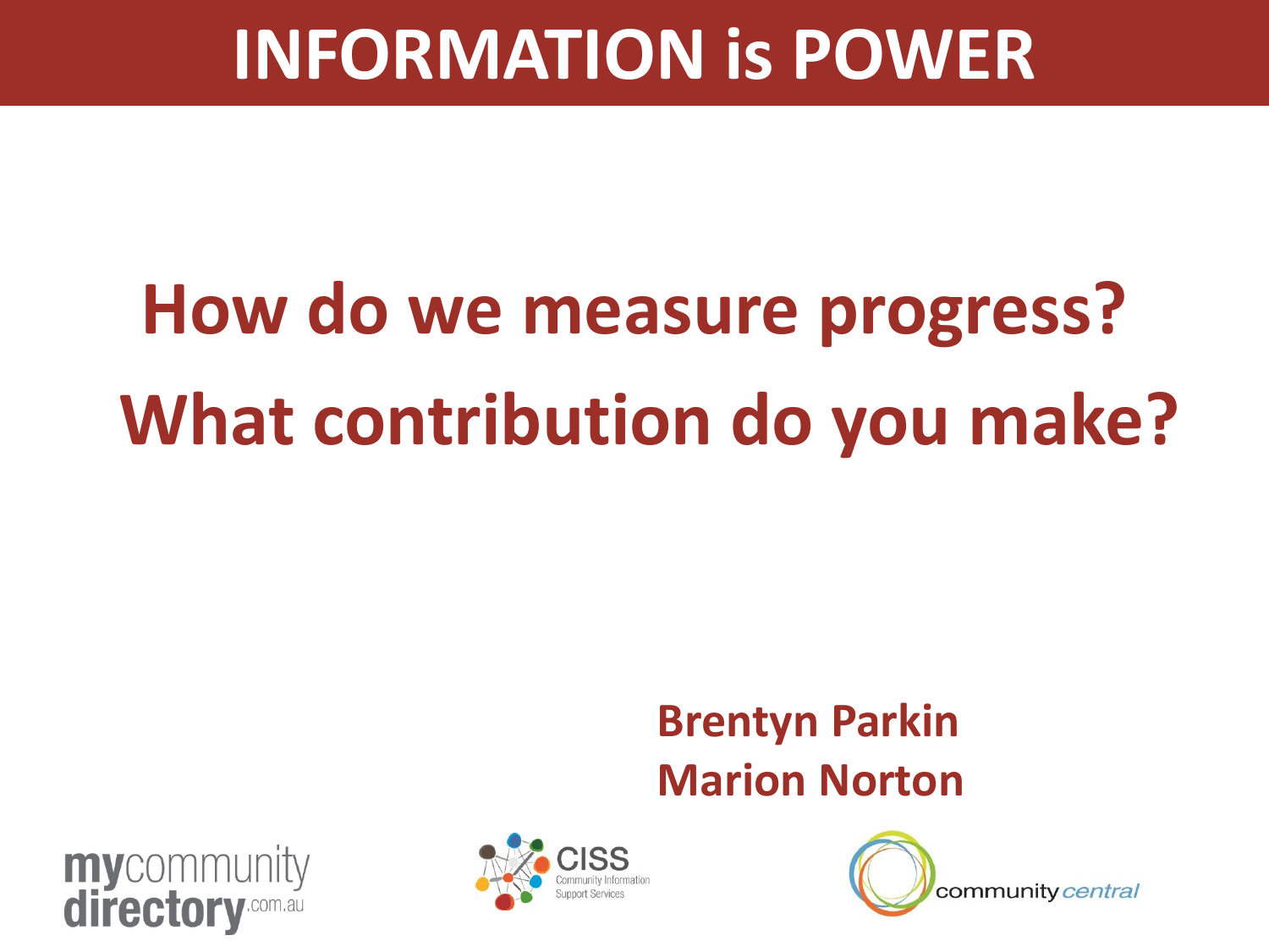# INFORMATION is POWER

## How do we measure progress? What contribution do you make?

**Brentyn Parkin**
**Marion Norton**

mycommunity directory.com.au

CISS Community Information Support Services

community central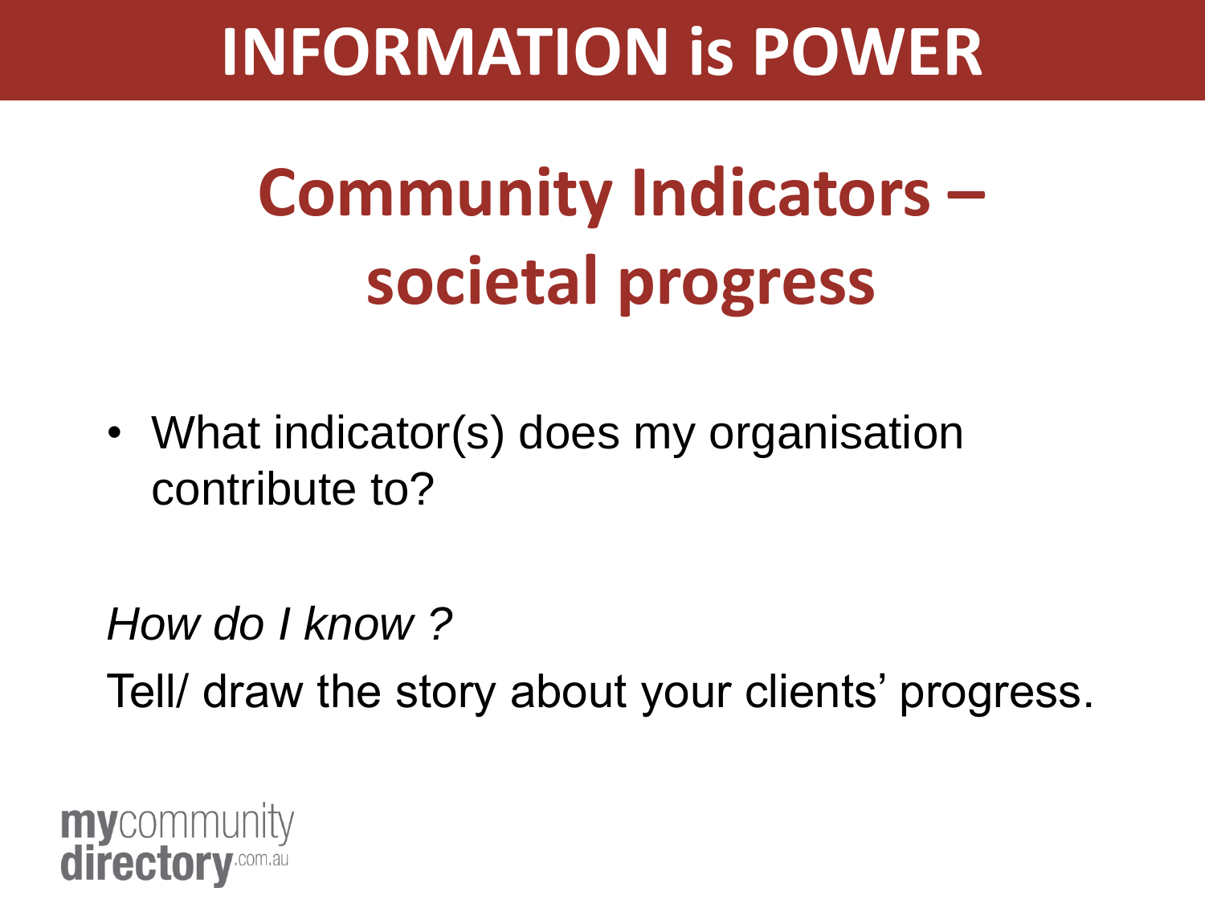# INFORMATION is POWER

## Community Indicators – societal progress

- What indicator(s) does my organisation contribute to?

*How do I know ?*

Tell/ draw the story about your clients' progress.

mycommunity directory.com.au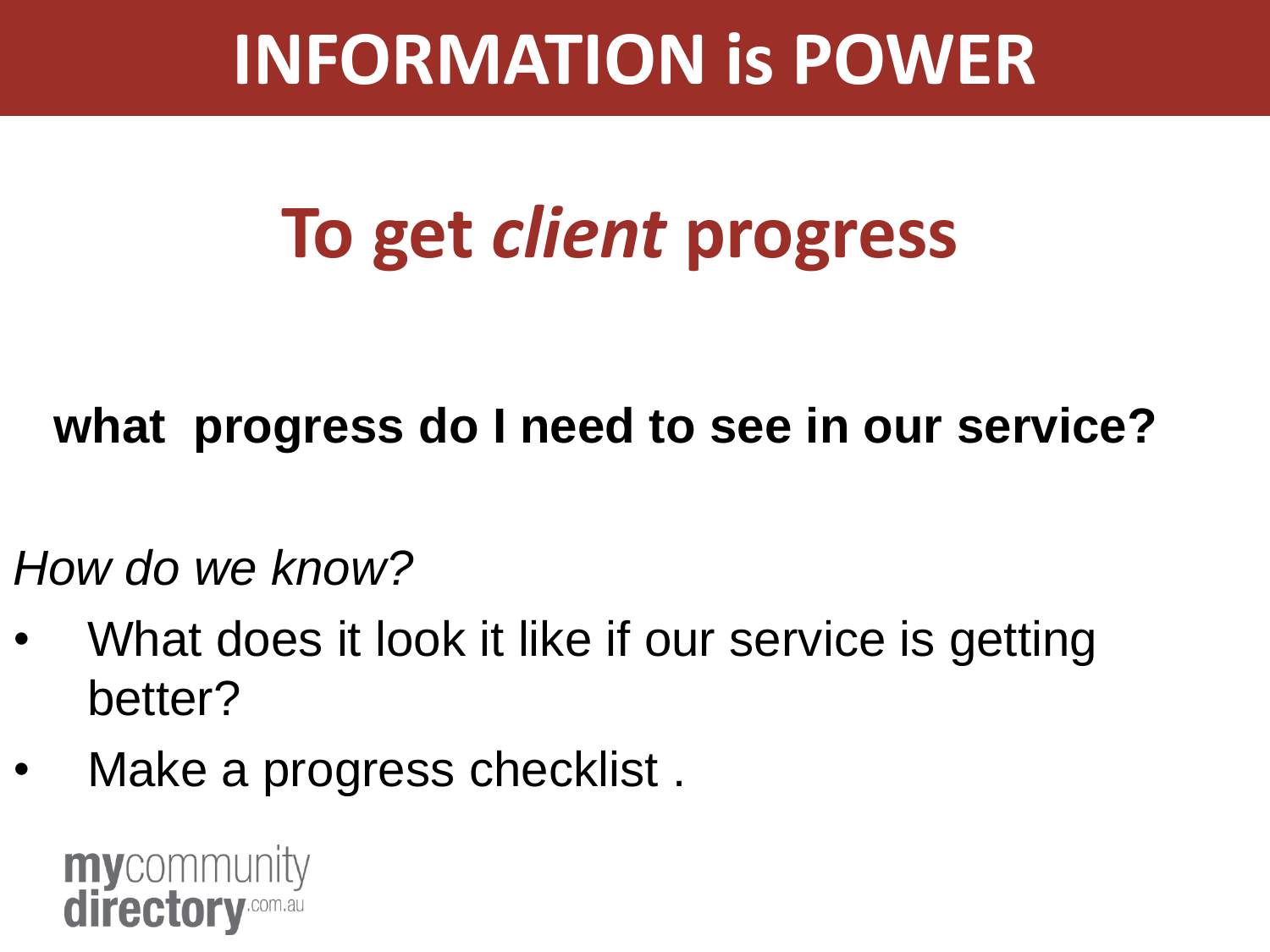# INFORMATION is POWER

## To get *client* progress

**what progress do I need to see in our service?**

*How do we know?*

- What does it look it like if our service is getting better?
- Make a progress checklist .

mycommunity directory.com.au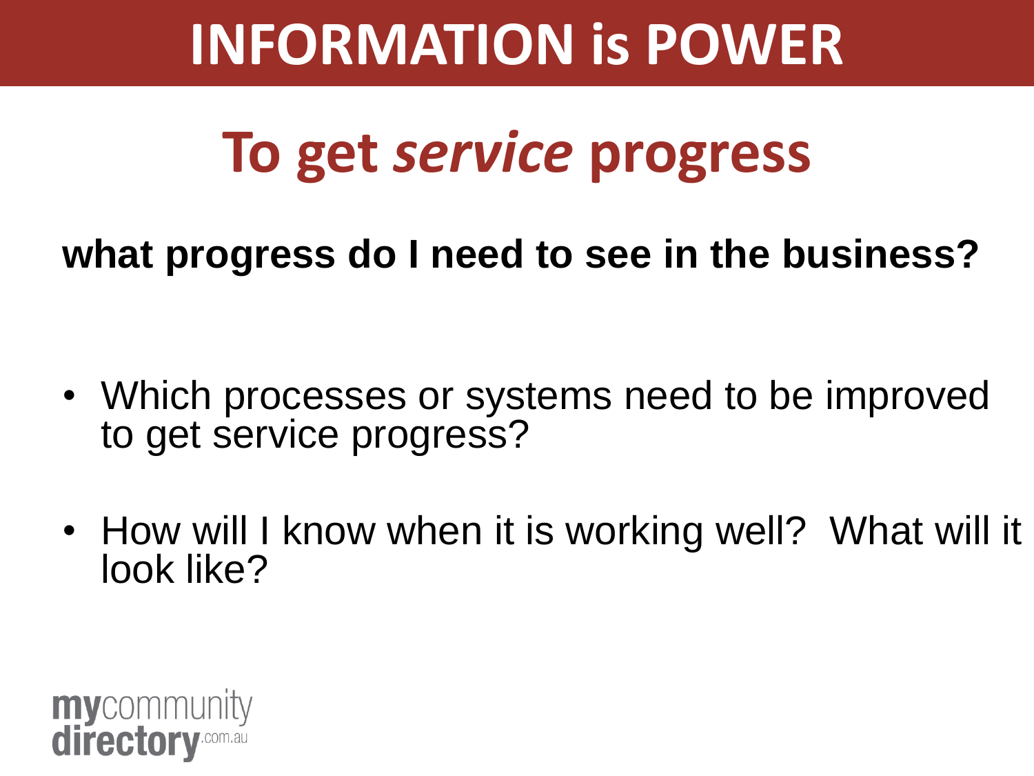# INFORMATION is POWER

## To get *service* progress

**what progress do I need to see in the business?**

- Which processes or systems need to be improved to get service progress?
- How will I know when it is working well? What will it look like?

**my**community **directory**.com.au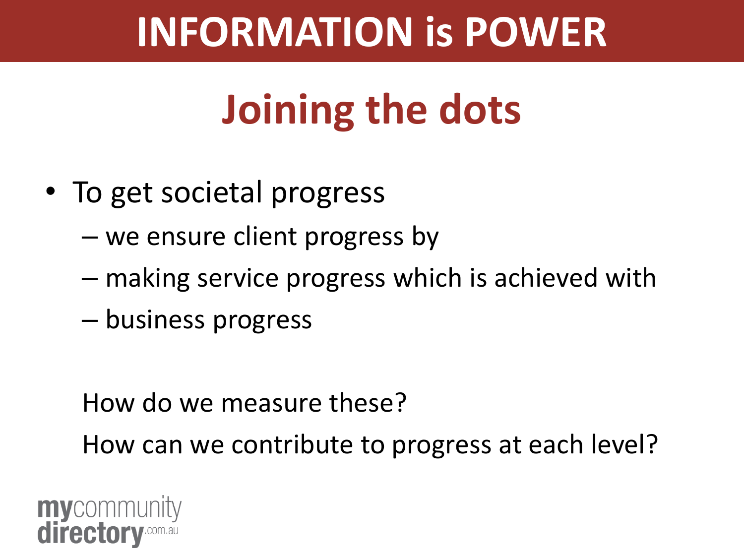# INFORMATION is POWER

## Joining the dots

- To get societal progress
  - we ensure client progress by
  - making service progress which is achieved with
  - business progress

How do we measure these?

How can we contribute to progress at each level?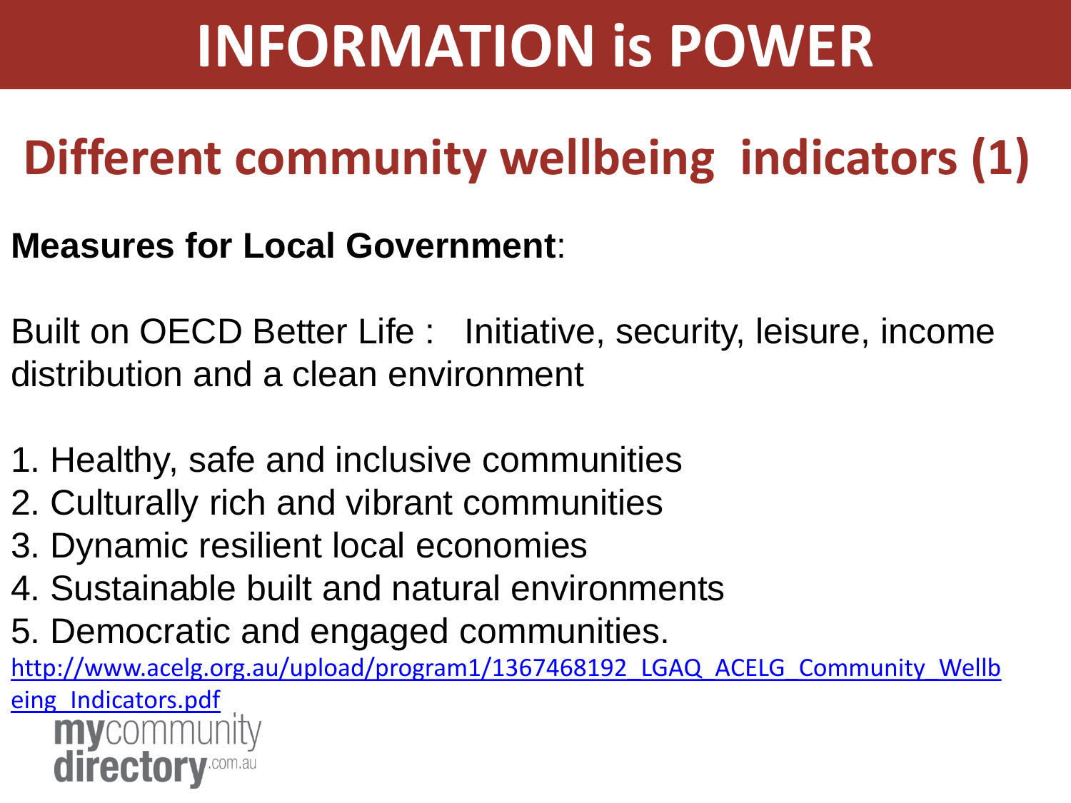# INFORMATION is POWER

## Different community wellbeing indicators (1)

**Measures for Local Government**:

Built on OECD Better Life : Initiative, security, leisure, income distribution and a clean environment

1. Healthy, safe and inclusive communities
2. Culturally rich and vibrant communities
3. Dynamic resilient local economies
4. Sustainable built and natural environments
5. Democratic and engaged communities.

http://www.acelg.org.au/upload/program1/1367468192_LGAQ_ACELG_Community_Wellbeing_Indicators.pdf

mycommunity directory.com.au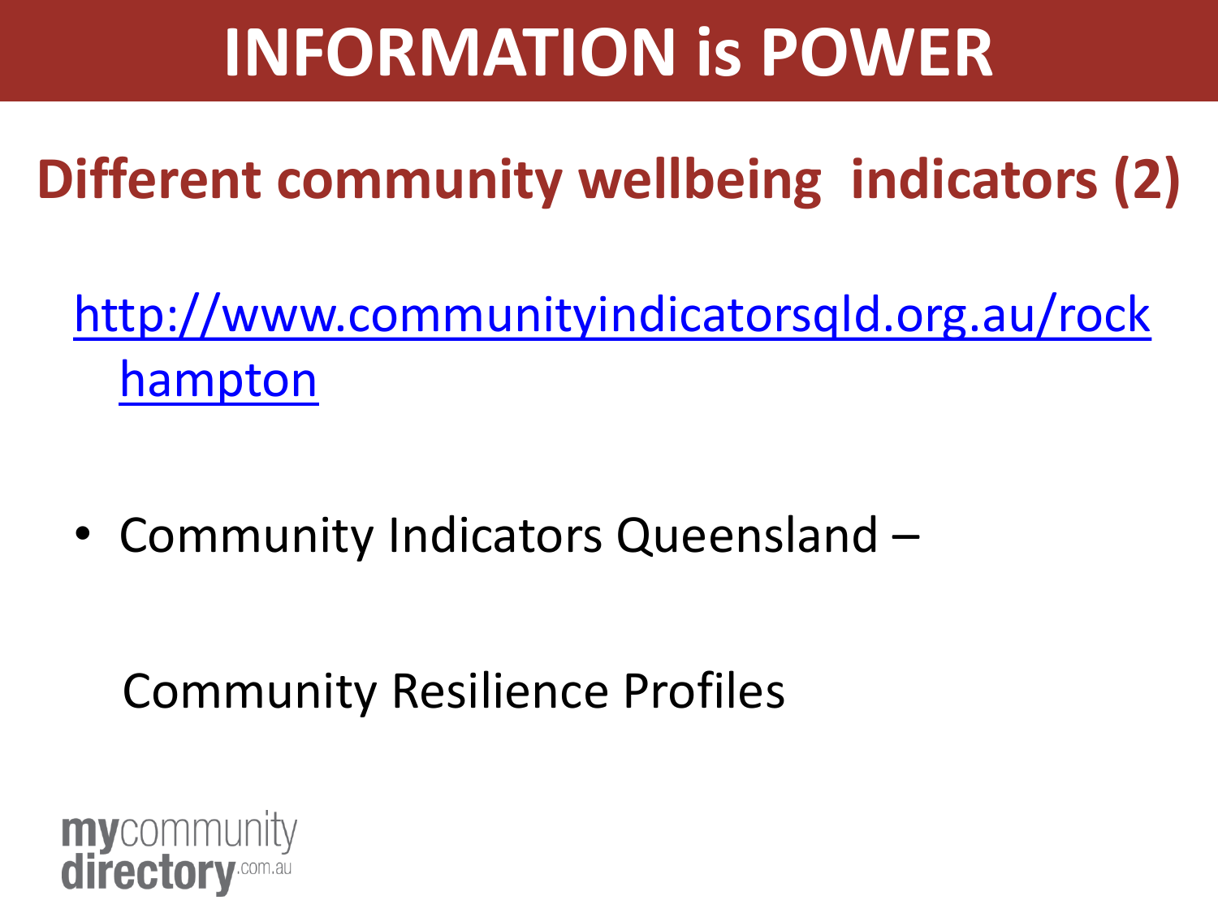# INFORMATION is POWER

## Different community wellbeing indicators (2)

http://www.communityindicatorsqld.org.au/rockhampton

- Community Indicators Queensland –

  Community Resilience Profiles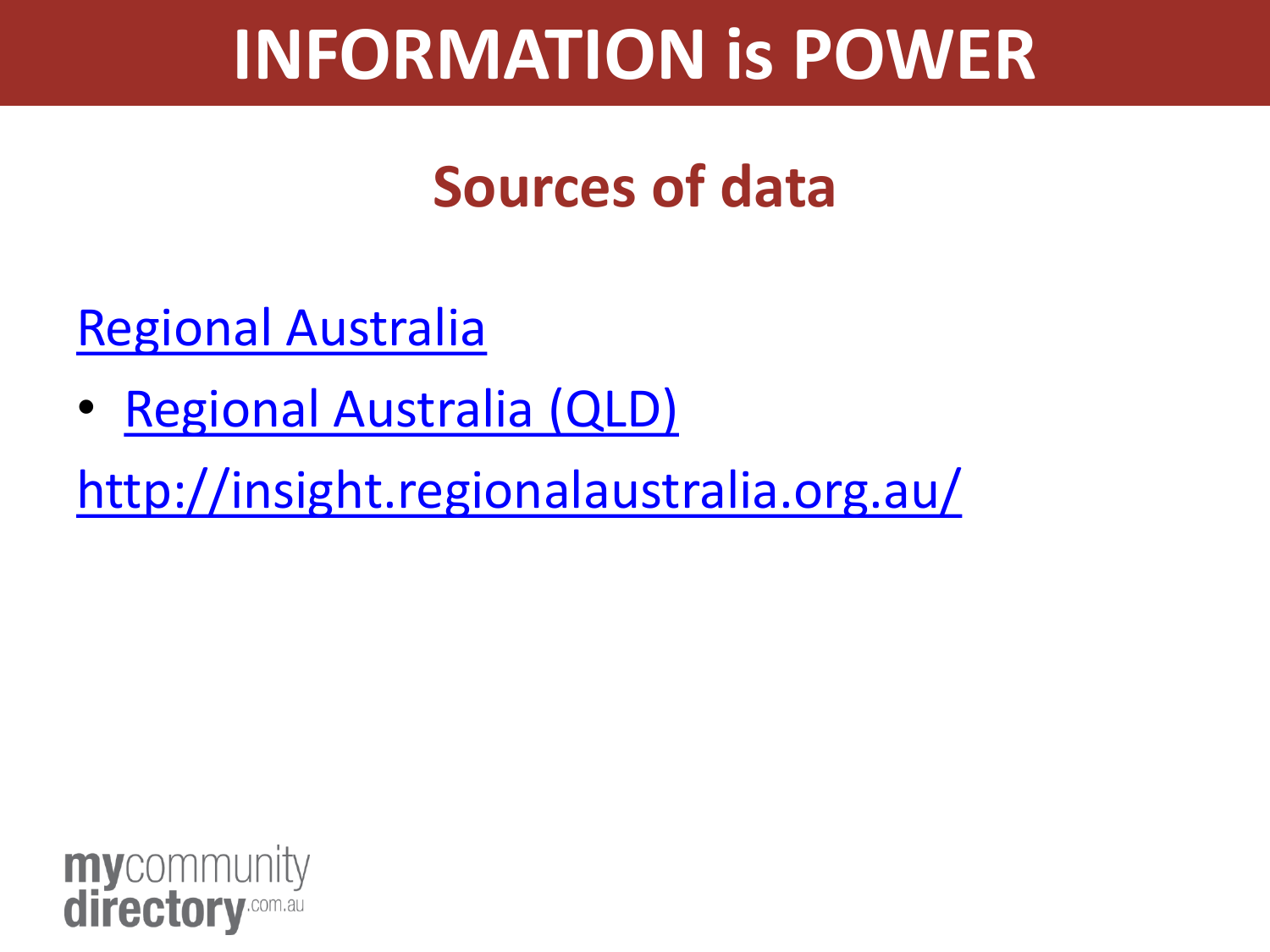# INFORMATION is POWER

## Sources of data

Regional Australia

- Regional Australia (QLD)

http://insight.regionalaustralia.org.au/

mycommunity directory.com.au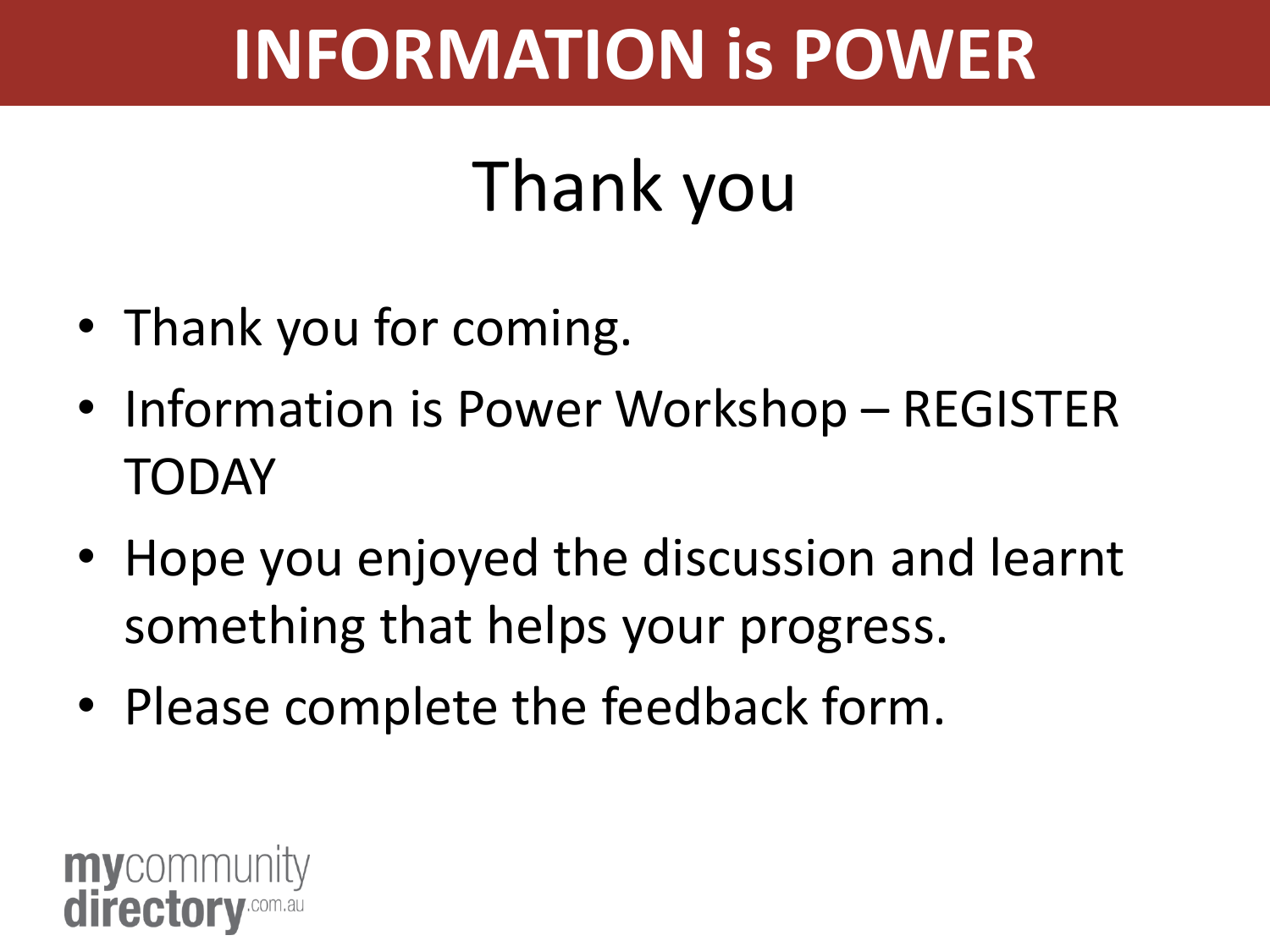# INFORMATION is POWER

## Thank you

- Thank you for coming.
- Information is Power Workshop – REGISTER TODAY
- Hope you enjoyed the discussion and learnt something that helps your progress.
- Please complete the feedback form.

mycommunity directory.com.au